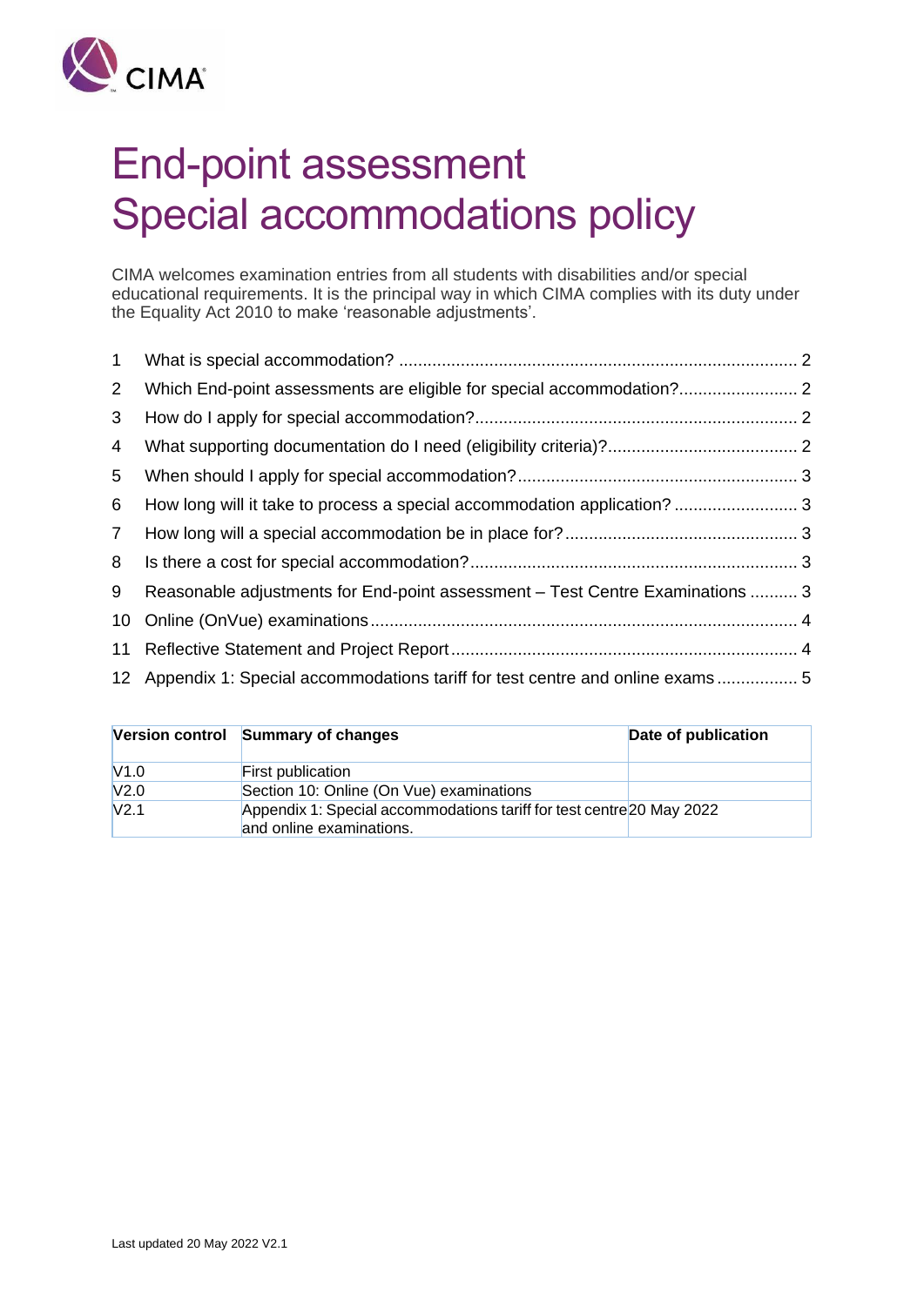# End-point assessment Special accommodations policy

CIMA welcomes examination entries from all students with disabilities and/or special educational requirements. It is the principal way in which CIMA complies with its duty under the Equality Act 2010 to make 'reasonable adjustments'.

1 What is special accommodation? .................................................................................... 2
2 Which End-point assessments are eligible for special accommodation?......................... 2
3 How do I apply for special accommodation?.................................................................... 2
4 What supporting documentation do I need (eligibility criteria)?........................................ 2
5 When should I apply for special accommodation?........................................................... 3
6 How long will it take to process a special accommodation application? .......................... 3
7 How long will a special accommodation be in place for?................................................ 3
8 Is there a cost for special accommodation?..................................................................... 3
9 Reasonable adjustments for End-point assessment – Test Centre Examinations .......... 3
10 Online (OnVue) examinations.......................................................................................... 4
11 Reflective Statement and Project Report......................................................................... 4
12 Appendix 1: Special accommodations tariff for test centre and online exams ................. 5

| Version control | Summary of changes | Date of publication |
|---|---|---|
| V1.0 | First publication | |
| V2.0 | Section 10: Online (On Vue) examinations | |
| V2.1 | Appendix 1: Special accommodations tariff for test centre and online examinations. | 20 May 2022 |

Last updated 20 May 2022 V2.1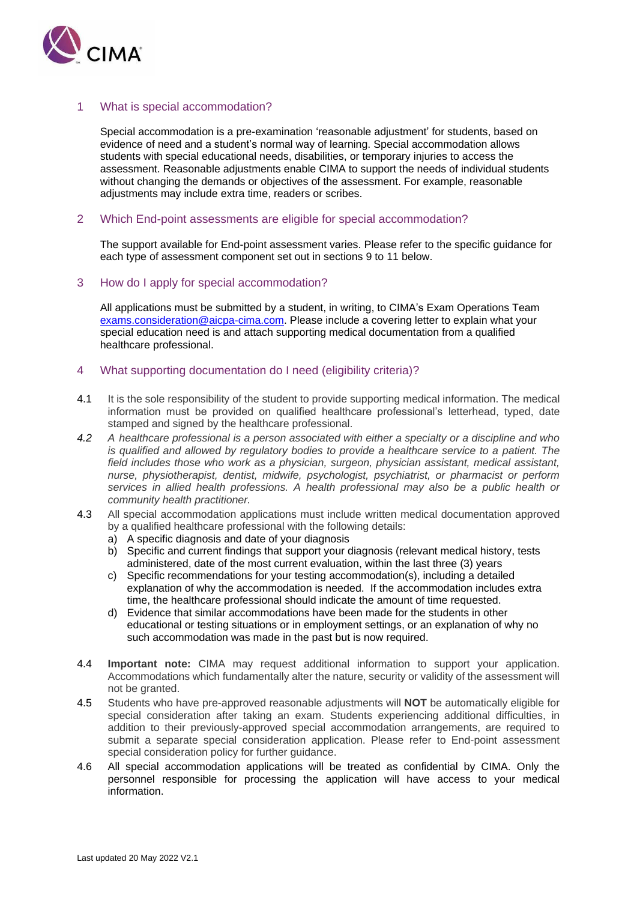## 1 What is special accommodation?

Special accommodation is a pre-examination 'reasonable adjustment' for students, based on evidence of need and a student's normal way of learning. Special accommodation allows students with special educational needs, disabilities, or temporary injuries to access the assessment. Reasonable adjustments enable CIMA to support the needs of individual students without changing the demands or objectives of the assessment. For example, reasonable adjustments may include extra time, readers or scribes.

## 2 Which End-point assessments are eligible for special accommodation?

The support available for End-point assessment varies. Please refer to the specific guidance for each type of assessment component set out in sections 9 to 11 below.

## 3 How do I apply for special accommodation?

All applications must be submitted by a student, in writing, to CIMA's Exam Operations Team exams.consideration@aicpa-cima.com. Please include a covering letter to explain what your special education need is and attach supporting medical documentation from a qualified healthcare professional.

## 4 What supporting documentation do I need (eligibility criteria)?

4.1 It is the sole responsibility of the student to provide supporting medical information. The medical information must be provided on qualified healthcare professional's letterhead, typed, date stamped and signed by the healthcare professional.

*4.2 A healthcare professional is a person associated with either a specialty or a discipline and who is qualified and allowed by regulatory bodies to provide a healthcare service to a patient. The field includes those who work as a physician, surgeon, physician assistant, medical assistant, nurse, physiotherapist, dentist, midwife, psychologist, psychiatrist, or pharmacist or perform services in allied health professions. A health professional may also be a public health or community health practitioner.*

4.3 All special accommodation applications must include written medical documentation approved by a qualified healthcare professional with the following details:

a) A specific diagnosis and date of your diagnosis
b) Specific and current findings that support your diagnosis (relevant medical history, tests administered, date of the most current evaluation, within the last three (3) years
c) Specific recommendations for your testing accommodation(s), including a detailed explanation of why the accommodation is needed. If the accommodation includes extra time, the healthcare professional should indicate the amount of time requested.
d) Evidence that similar accommodations have been made for the students in other educational or testing situations or in employment settings, or an explanation of why no such accommodation was made in the past but is now required.

4.4 **Important note:** CIMA may request additional information to support your application. Accommodations which fundamentally alter the nature, security or validity of the assessment will not be granted.

4.5 Students who have pre-approved reasonable adjustments will **NOT** be automatically eligible for special consideration after taking an exam. Students experiencing additional difficulties, in addition to their previously-approved special accommodation arrangements, are required to submit a separate special consideration application. Please refer to End-point assessment special consideration policy for further guidance.

4.6 All special accommodation applications will be treated as confidential by CIMA. Only the personnel responsible for processing the application will have access to your medical information.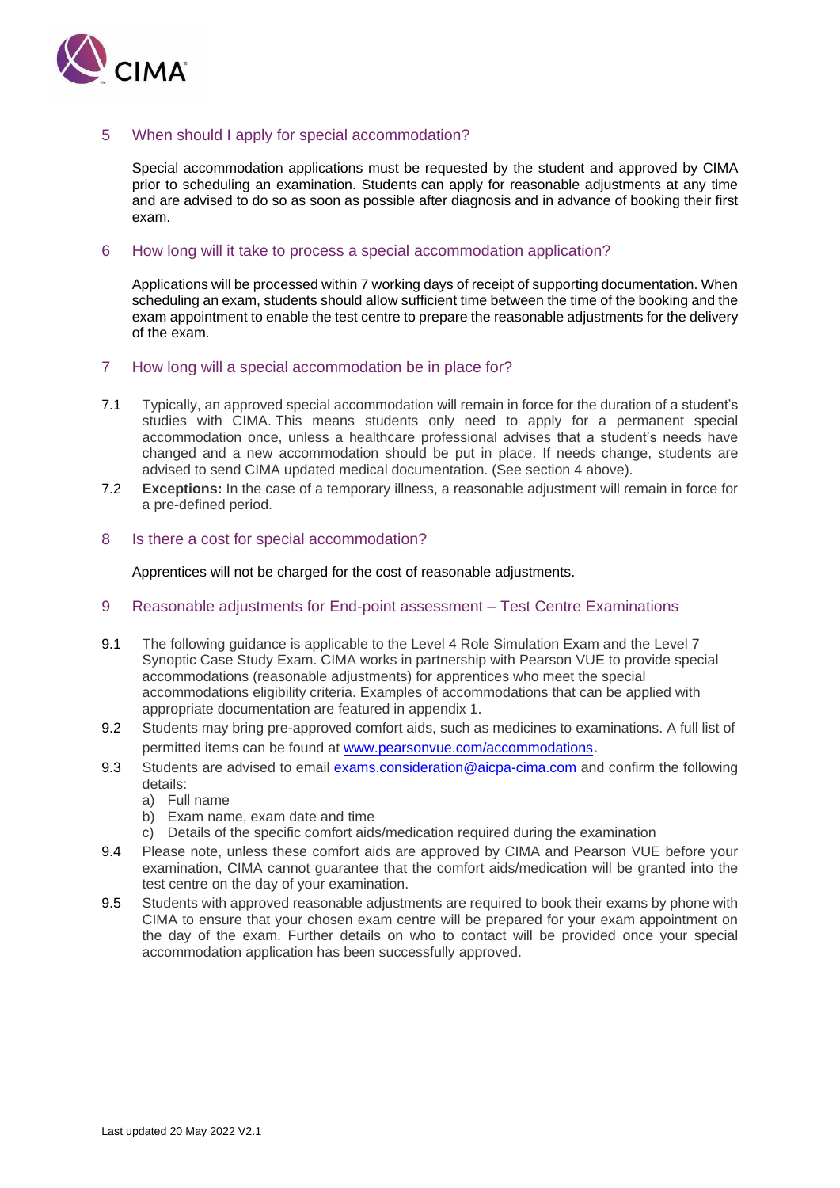## 5 When should I apply for special accommodation?

Special accommodation applications must be requested by the student and approved by CIMA prior to scheduling an examination. Students can apply for reasonable adjustments at any time and are advised to do so as soon as possible after diagnosis and in advance of booking their first exam.

## 6 How long will it take to process a special accommodation application?

Applications will be processed within 7 working days of receipt of supporting documentation. When scheduling an exam, students should allow sufficient time between the time of the booking and the exam appointment to enable the test centre to prepare the reasonable adjustments for the delivery of the exam.

## 7 How long will a special accommodation be in place for?

7.1 Typically, an approved special accommodation will remain in force for the duration of a student's studies with CIMA. This means students only need to apply for a permanent special accommodation once, unless a healthcare professional advises that a student's needs have changed and a new accommodation should be put in place. If needs change, students are advised to send CIMA updated medical documentation. (See section 4 above).

7.2 **Exceptions:** In the case of a temporary illness, a reasonable adjustment will remain in force for a pre-defined period.

## 8 Is there a cost for special accommodation?

Apprentices will not be charged for the cost of reasonable adjustments.

## 9 Reasonable adjustments for End-point assessment – Test Centre Examinations

9.1 The following guidance is applicable to the Level 4 Role Simulation Exam and the Level 7 Synoptic Case Study Exam. CIMA works in partnership with Pearson VUE to provide special accommodations (reasonable adjustments) for apprentices who meet the special accommodations eligibility criteria. Examples of accommodations that can be applied with appropriate documentation are featured in appendix 1.

9.2 Students may bring pre-approved comfort aids, such as medicines to examinations. A full list of permitted items can be found at www.pearsonvue.com/accommodations.

9.3 Students are advised to email exams.consideration@aicpa-cima.com and confirm the following details:

a) Full name
b) Exam name, exam date and time
c) Details of the specific comfort aids/medication required during the examination

9.4 Please note, unless these comfort aids are approved by CIMA and Pearson VUE before your examination, CIMA cannot guarantee that the comfort aids/medication will be granted into the test centre on the day of your examination.

9.5 Students with approved reasonable adjustments are required to book their exams by phone with CIMA to ensure that your chosen exam centre will be prepared for your exam appointment on the day of the exam. Further details on who to contact will be provided once your special accommodation application has been successfully approved.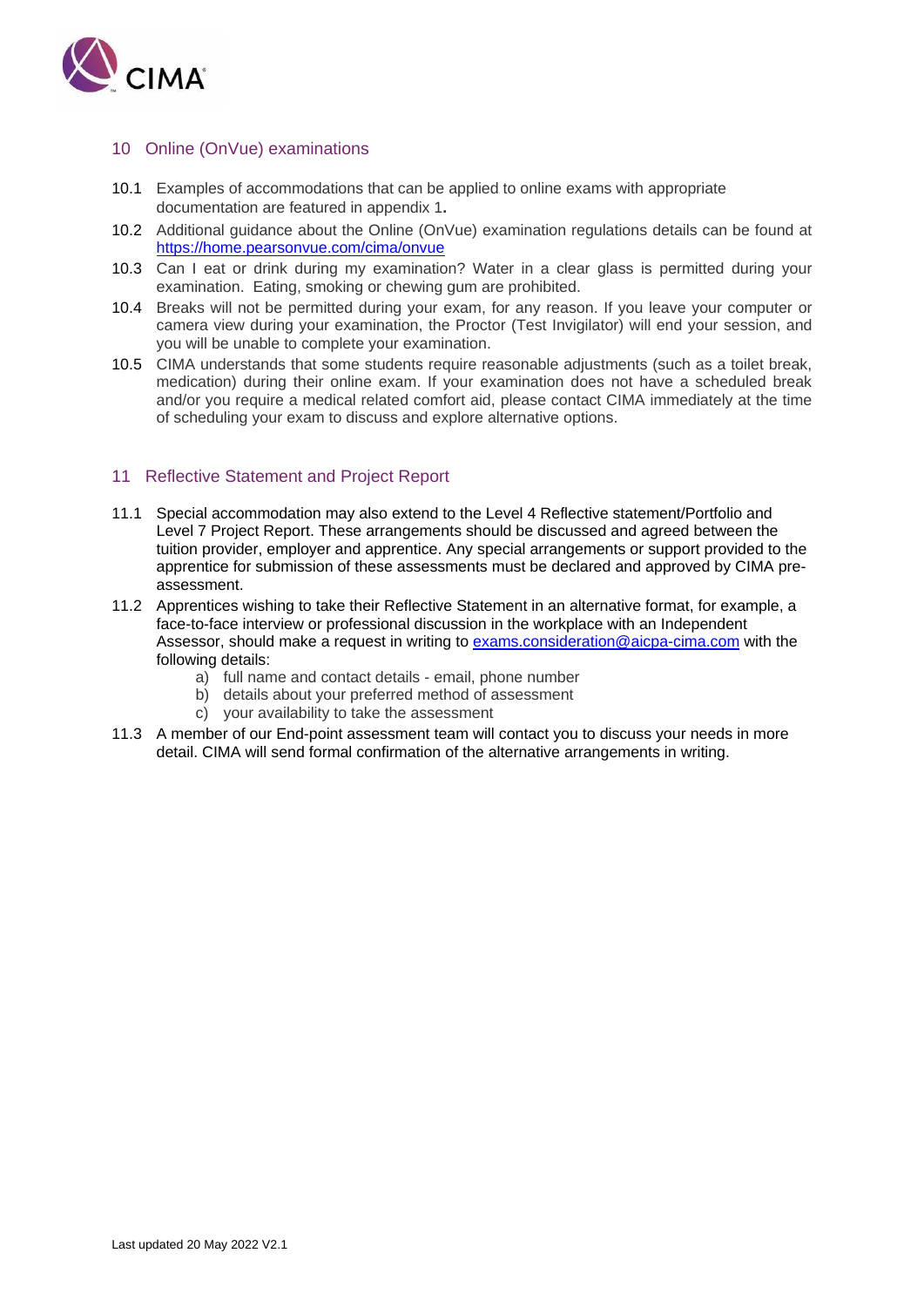## 10 Online (OnVue) examinations

10.1 Examples of accommodations that can be applied to online exams with appropriate documentation are featured in appendix 1**.**

10.2 Additional guidance about the Online (OnVue) examination regulations details can be found at https://home.pearsonvue.com/cima/onvue

10.3 Can I eat or drink during my examination? Water in a clear glass is permitted during your examination. Eating, smoking or chewing gum are prohibited.

10.4 Breaks will not be permitted during your exam, for any reason. If you leave your computer or camera view during your examination, the Proctor (Test Invigilator) will end your session, and you will be unable to complete your examination.

10.5 CIMA understands that some students require reasonable adjustments (such as a toilet break, medication) during their online exam. If your examination does not have a scheduled break and/or you require a medical related comfort aid, please contact CIMA immediately at the time of scheduling your exam to discuss and explore alternative options.

## 11 Reflective Statement and Project Report

11.1 Special accommodation may also extend to the Level 4 Reflective statement/Portfolio and Level 7 Project Report. These arrangements should be discussed and agreed between the tuition provider, employer and apprentice. Any special arrangements or support provided to the apprentice for submission of these assessments must be declared and approved by CIMA pre-assessment.

11.2 Apprentices wishing to take their Reflective Statement in an alternative format, for example, a face-to-face interview or professional discussion in the workplace with an Independent Assessor, should make a request in writing to exams.consideration@aicpa-cima.com with the following details:

a) full name and contact details - email, phone number
b) details about your preferred method of assessment
c) your availability to take the assessment

11.3 A member of our End-point assessment team will contact you to discuss your needs in more detail. CIMA will send formal confirmation of the alternative arrangements in writing.

Last updated 20 May 2022 V2.1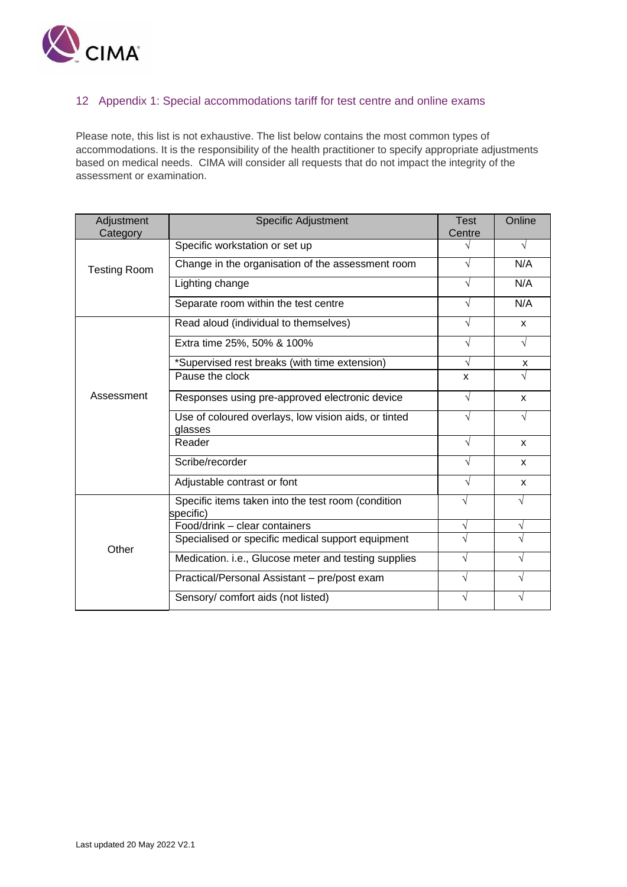## 12 Appendix 1: Special accommodations tariff for test centre and online exams

Please note, this list is not exhaustive. The list below contains the most common types of accommodations. It is the responsibility of the health practitioner to specify appropriate adjustments based on medical needs. CIMA will consider all requests that do not impact the integrity of the assessment or examination.

| Adjustment Category | Specific Adjustment | Test Centre | Online |
|---|---|---|---|
| Testing Room | Specific workstation or set up | √ | √ |
| | Change in the organisation of the assessment room | √ | N/A |
| | Lighting change | √ | N/A |
| | Separate room within the test centre | √ | N/A |
| Assessment | Read aloud (individual to themselves) | √ | x |
| | Extra time 25%, 50% & 100% | √ | √ |
| | *Supervised rest breaks (with time extension) | √ | x |
| | Pause the clock | x | √ |
| | Responses using pre-approved electronic device | √ | x |
| | Use of coloured overlays, low vision aids, or tinted glasses | √ | √ |
| | Reader | √ | x |
| | Scribe/recorder | √ | x |
| | Adjustable contrast or font | √ | x |
| Other | Specific items taken into the test room (condition specific) | √ | √ |
| | Food/drink – clear containers | √ | √ |
| | Specialised or specific medical support equipment | √ | √ |
| | Medication. i.e., Glucose meter and testing supplies | √ | √ |
| | Practical/Personal Assistant – pre/post exam | √ | √ |
| | Sensory/ comfort aids (not listed) | √ | √ |

Last updated 20 May 2022 V2.1